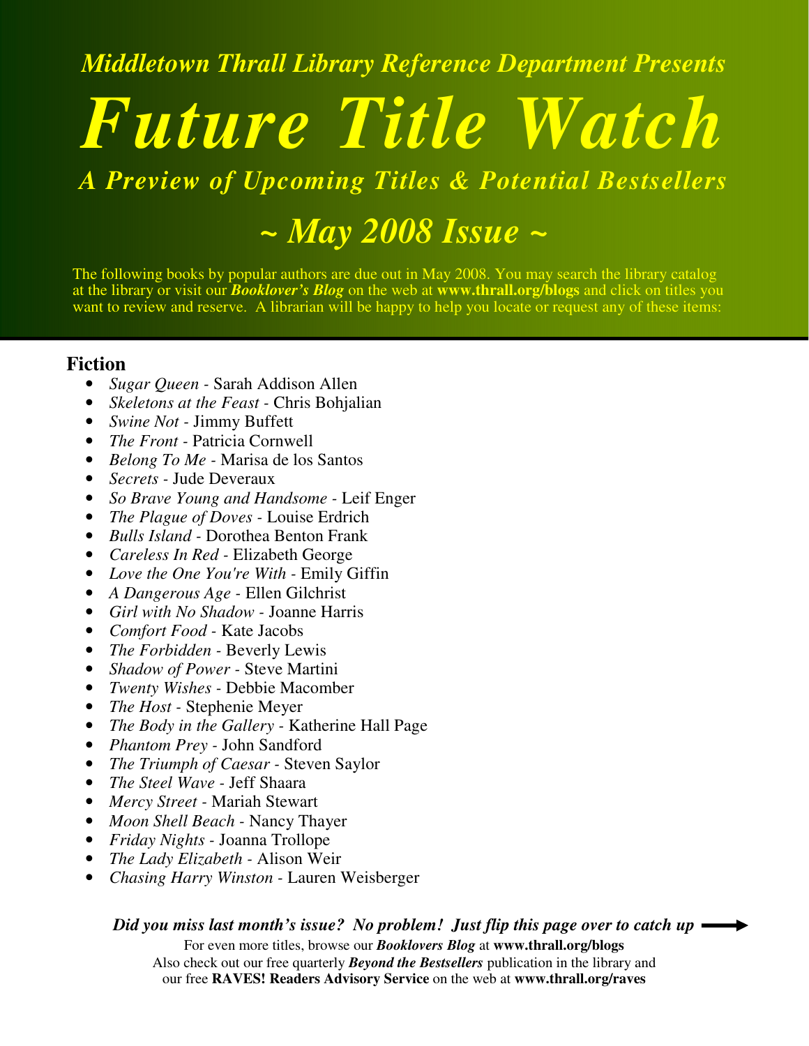*Middletown Thrall Library Reference Department Presents*

# *Future Title Watch*

## *A Preview of Upcoming Titles & Potential Bestsellers*

## *~ May 2008 Issue ~*

The following books by popular authors are due out in May 2008. You may search the library catalog at the library or visit our ***Booklover's Blog*** on the web at **www.thrall.org/blogs** and click on titles you want to review and reserve. A librarian will be happy to help you locate or request any of these items:

### Fiction

- *Sugar Queen* - Sarah Addison Allen
- *Skeletons at the Feast* - Chris Bohjalian
- *Swine Not* - Jimmy Buffett
- *The Front* - Patricia Cornwell
- *Belong To Me* - Marisa de los Santos
- *Secrets* - Jude Deveraux
- *So Brave Young and Handsome* - Leif Enger
- *The Plague of Doves* - Louise Erdrich
- *Bulls Island* - Dorothea Benton Frank
- *Careless In Red* - Elizabeth George
- *Love the One You're With* - Emily Giffin
- *A Dangerous Age* - Ellen Gilchrist
- *Girl with No Shadow* - Joanne Harris
- *Comfort Food* - Kate Jacobs
- *The Forbidden* - Beverly Lewis
- *Shadow of Power* - Steve Martini
- *Twenty Wishes* - Debbie Macomber
- *The Host* - Stephenie Meyer
- *The Body in the Gallery* - Katherine Hall Page
- *Phantom Prey* - John Sandford
- *The Triumph of Caesar* - Steven Saylor
- *The Steel Wave* - Jeff Shaara
- *Mercy Street* - Mariah Stewart
- *Moon Shell Beach* - Nancy Thayer
- *Friday Nights* - Joanna Trollope
- *The Lady Elizabeth* - Alison Weir
- *Chasing Harry Winston* - Lauren Weisberger

***Did you miss last month's issue? No problem! Just flip this page over to catch up*** ⟶

For even more titles, browse our ***Booklovers Blog*** at **www.thrall.org/blogs**
Also check out our free quarterly ***Beyond the Bestsellers*** publication in the library and our free **RAVES! Readers Advisory Service** on the web at **www.thrall.org/raves**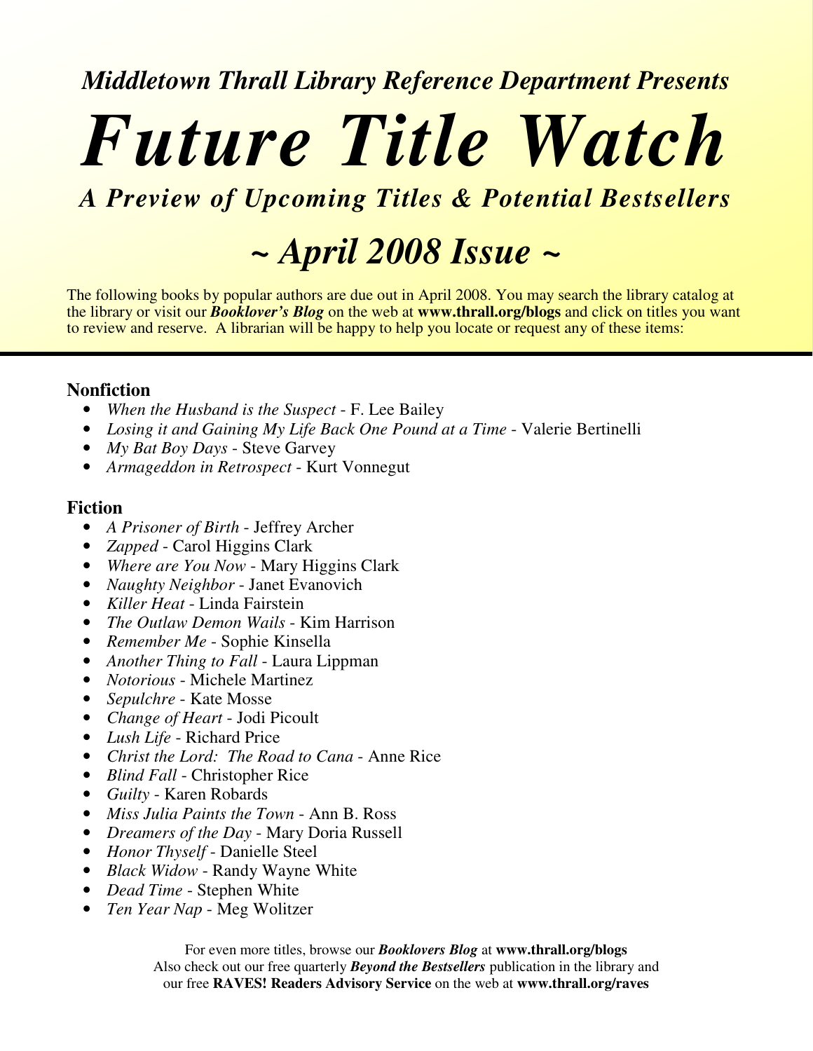*Middletown Thrall Library Reference Department Presents*

# *Future Title Watch*

## *A Preview of Upcoming Titles & Potential Bestsellers*

## *~ April 2008 Issue ~*

The following books by popular authors are due out in April 2008. You may search the library catalog at the library or visit our ***Booklover's Blog*** on the web at **www.thrall.org/blogs** and click on titles you want to review and reserve. A librarian will be happy to help you locate or request any of these items:

### Nonfiction

- *When the Husband is the Suspect* - F. Lee Bailey
- *Losing it and Gaining My Life Back One Pound at a Time* - Valerie Bertinelli
- *My Bat Boy Days* - Steve Garvey
- *Armageddon in Retrospect* - Kurt Vonnegut

### Fiction

- *A Prisoner of Birth* - Jeffrey Archer
- *Zapped* - Carol Higgins Clark
- *Where are You Now* - Mary Higgins Clark
- *Naughty Neighbor* - Janet Evanovich
- *Killer Heat* - Linda Fairstein
- *The Outlaw Demon Wails* - Kim Harrison
- *Remember Me* - Sophie Kinsella
- *Another Thing to Fall* - Laura Lippman
- *Notorious* - Michele Martinez
- *Sepulchre* - Kate Mosse
- *Change of Heart* - Jodi Picoult
- *Lush Life* - Richard Price
- *Christ the Lord: The Road to Cana* - Anne Rice
- *Blind Fall* - Christopher Rice
- *Guilty* - Karen Robards
- *Miss Julia Paints the Town* - Ann B. Ross
- *Dreamers of the Day* - Mary Doria Russell
- *Honor Thyself* - Danielle Steel
- *Black Widow* - Randy Wayne White
- *Dead Time* - Stephen White
- *Ten Year Nap* - Meg Wolitzer

For even more titles, browse our ***Booklovers Blog*** at **www.thrall.org/blogs**
Also check out our free quarterly ***Beyond the Bestsellers*** publication in the library and our free **RAVES! Readers Advisory Service** on the web at **www.thrall.org/raves**